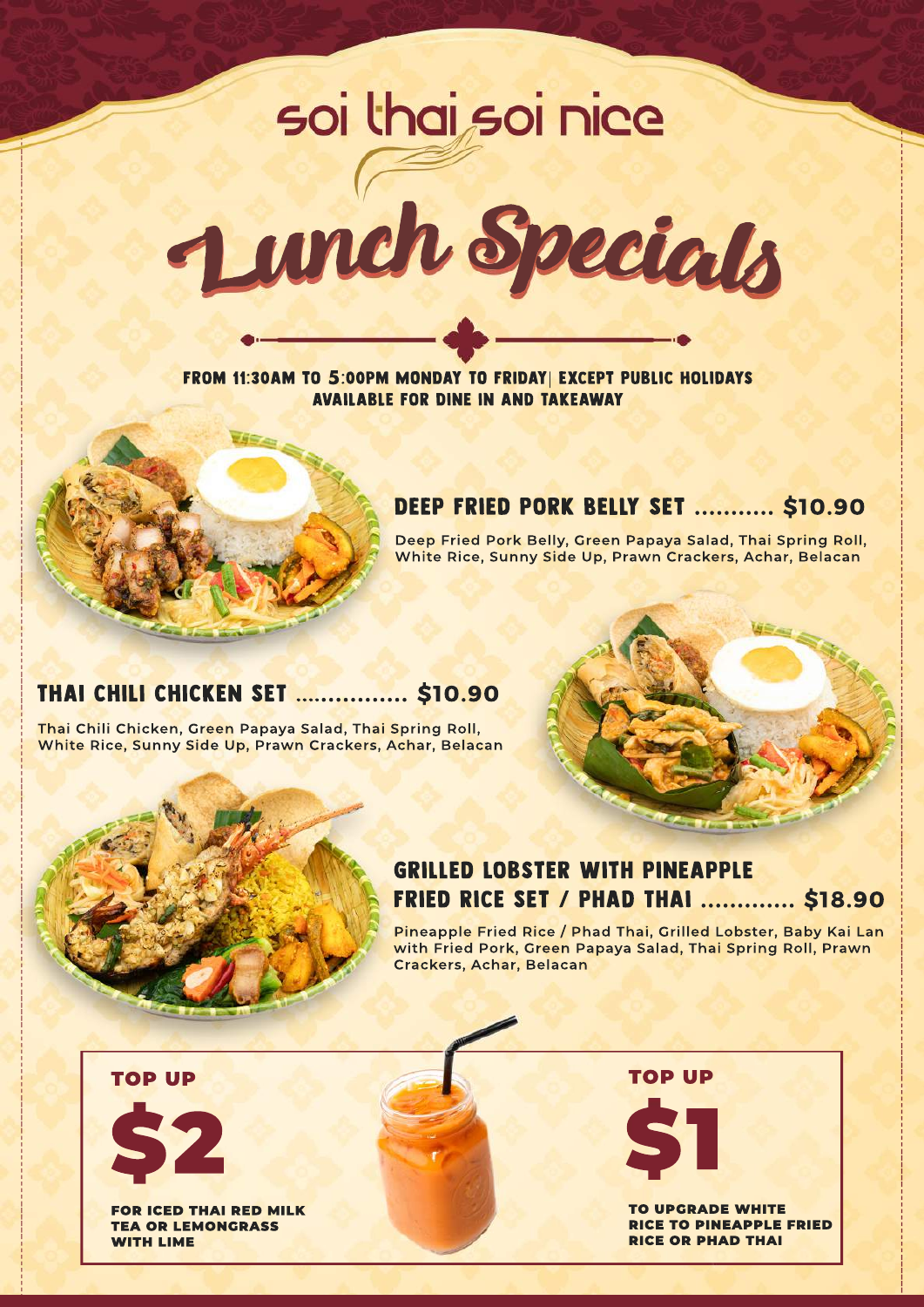# soi thai soi nice

## Lunch Specials

**FROM 11:30AM TO 5:00PM MONDAY TO FRIDAY| EXCEPT PUBLIC HOLIDAYS**
**AVAILABLE FOR DINE IN AND TAKEAWAY**

### DEEP FRIED PORK BELLY SET .......... $10.90

Deep Fried Pork Belly, Green Papaya Salad, Thai Spring Roll, White Rice, Sunny Side Up, Prawn Crackers, Achar, Belacan

### THAI CHILI CHICKEN SET ............... $10.90

Thai Chili Chicken, Green Papaya Salad, Thai Spring Roll, White Rice, Sunny Side Up, Prawn Crackers, Achar, Belacan

### GRILLED LOBSTER WITH PINEAPPLE FRIED RICE SET / PHAD THAI ............ $18.90

Pineapple Fried Rice / Phad Thai, Grilled Lobster, Baby Kai Lan with Fried Pork, Green Papaya Salad, Thai Spring Roll, Prawn Crackers, Achar, Belacan

**TOP UP**

**$2**

**FOR ICED THAI RED MILK TEA OR LEMONGRASS WITH LIME**

**TOP UP**

**$1**

**TO UPGRADE WHITE RICE TO PINEAPPLE FRIED RICE OR PHAD THAI**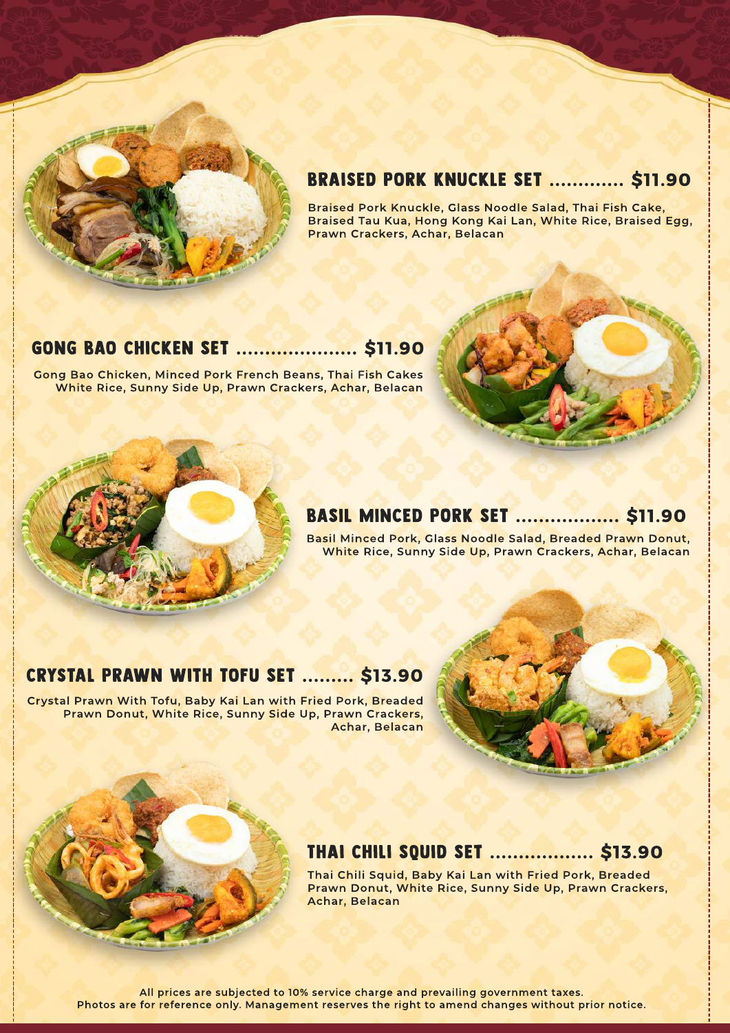## BRAISED PORK KNUCKLE SET ............ $11.90

Braised Pork Knuckle, Glass Noodle Salad, Thai Fish Cake, Braised Tau Kua, Hong Kong Kai Lan, White Rice, Braised Egg, Prawn Crackers, Achar, Belacan

## GONG BAO CHICKEN SET .................... $11.90

Gong Bao Chicken, Minced Pork French Beans, Thai Fish Cakes White Rice, Sunny Side Up, Prawn Crackers, Achar, Belacan

## BASIL MINCED PORK SET ................. $11.90

Basil Minced Pork, Glass Noodle Salad, Breaded Prawn Donut, White Rice, Sunny Side Up, Prawn Crackers, Achar, Belacan

## CRYSTAL PRAWN WITH TOFU SET ......... $13.90

Crystal Prawn With Tofu, Baby Kai Lan with Fried Pork, Breaded Prawn Donut, White Rice, Sunny Side Up, Prawn Crackers, Achar, Belacan

## THAI CHILI SQUID SET ................. $13.90

Thai Chili Squid, Baby Kai Lan with Fried Pork, Breaded Prawn Donut, White Rice, Sunny Side Up, Prawn Crackers, Achar, Belacan

All prices are subjected to 10% service charge and prevailing government taxes.
Photos are for reference only. Management reserves the right to amend changes without prior notice.